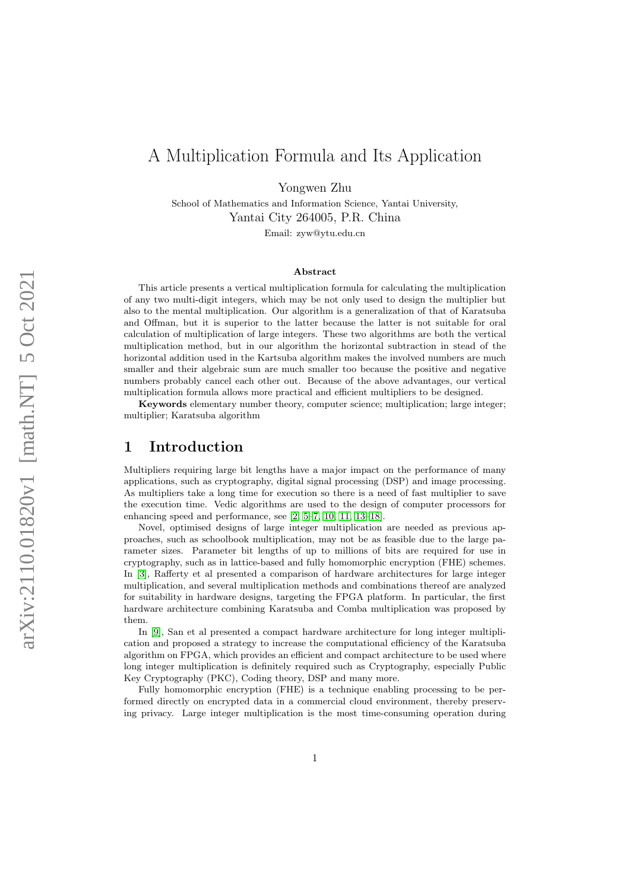# A Multiplication Formula and Its Application

Yongwen Zhu

School of Mathematics and Information Science, Yantai University,
Yantai City 264005, P.R. China

Email: zyw@ytu.edu.cn

## Abstract

This article presents a vertical multiplication formula for calculating the multiplication of any two multi-digit integers, which may be not only used to design the multiplier but also to the mental multiplication. Our algorithm is a generalization of that of Karatsuba and Offman, but it is superior to the latter because the latter is not suitable for oral calculation of multiplication of large integers. These two algorithms are both the vertical multiplication method, but in our algorithm the horizontal subtraction in stead of the horizontal addition used in the Kartsuba algorithm makes the involved numbers are much smaller and their algebraic sum are much smaller too because the positive and negative numbers probably cancel each other out. Because of the above advantages, our vertical multiplication formula allows more practical and efficient multipliers to be designed.

**Keywords** elementary number theory, computer science; multiplication; large integer; multiplier; Karatsuba algorithm

## 1 Introduction

Multipliers requiring large bit lengths have a major impact on the performance of many applications, such as cryptography, digital signal processing (DSP) and image processing. As multipliers take a long time for execution so there is a need of fast multiplier to save the execution time. Vedic algorithms are used to the design of computer processors for enhancing speed and performance, see [2, 5–7, 10, 11, 13–18].

Novel, optimised designs of large integer multiplication are needed as previous approaches, such as schoolbook multiplication, may not be as feasible due to the large parameter sizes. Parameter bit lengths of up to millions of bits are required for use in cryptography, such as in lattice-based and fully homomorphic encryption (FHE) schemes. In [3], Rafferty et al presented a comparison of hardware architectures for large integer multiplication, and several multiplication methods and combinations thereof are analyzed for suitability in hardware designs, targeting the FPGA platform. In particular, the first hardware architecture combining Karatsuba and Comba multiplication was proposed by them.

In [9], San et al presented a compact hardware architecture for long integer multiplication and proposed a strategy to increase the computational efficiency of the Karatsuba algorithm on FPGA, which provides an efficient and compact architecture to be used where long integer multiplication is definitely required such as Cryptography, especially Public Key Cryptography (PKC), Coding theory, DSP and many more.

Fully homomorphic encryption (FHE) is a technique enabling processing to be performed directly on encrypted data in a commercial cloud environment, thereby preserving privacy. Large integer multiplication is the most time-consuming operation during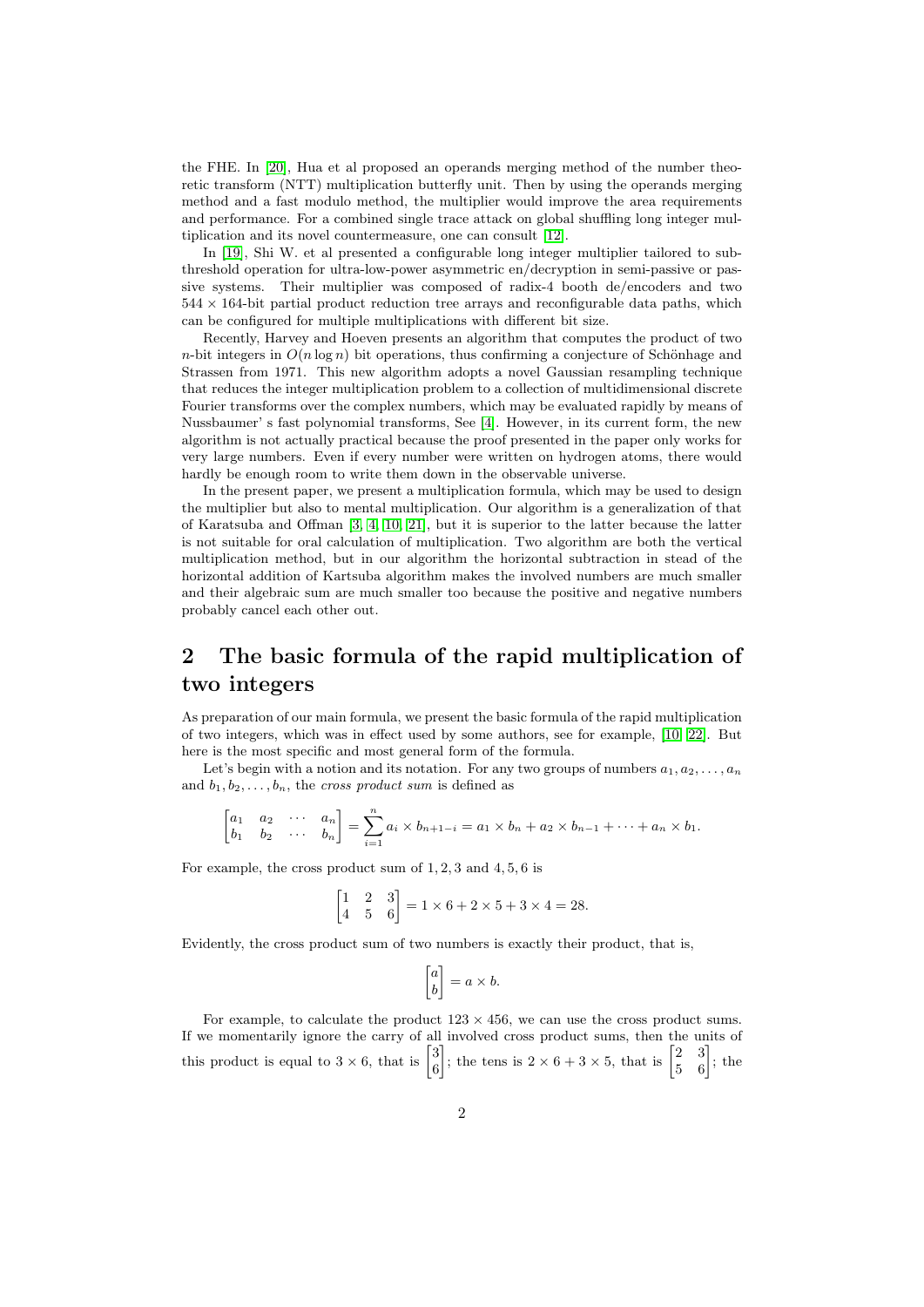the FHE. In [20], Hua et al proposed an operands merging method of the number theoretic transform (NTT) multiplication butterfly unit. Then by using the operands merging method and a fast modulo method, the multiplier would improve the area requirements and performance. For a combined single trace attack on global shuffling long integer multiplication and its novel countermeasure, one can consult [12].

In [19], Shi W. et al presented a configurable long integer multiplier tailored to subthreshold operation for ultra-low-power asymmetric en/decryption in semi-passive or passive systems. Their multiplier was composed of radix-4 booth de/encoders and two $544 \times 164$-bit partial product reduction tree arrays and reconfigurable data paths, which can be configured for multiple multiplications with different bit size.

Recently, Harvey and Hoeven presents an algorithm that computes the product of two $n$-bit integers in $O(n \log n)$ bit operations, thus confirming a conjecture of Schönhage and Strassen from 1971. This new algorithm adopts a novel Gaussian resampling technique that reduces the integer multiplication problem to a collection of multidimensional discrete Fourier transforms over the complex numbers, which may be evaluated rapidly by means of Nussbaumer' s fast polynomial transforms, See [4]. However, in its current form, the new algorithm is not actually practical because the proof presented in the paper only works for very large numbers. Even if every number were written on hydrogen atoms, there would hardly be enough room to write them down in the observable universe.

In the present paper, we present a multiplication formula, which may be used to design the multiplier but also to mental multiplication. Our algorithm is a generalization of that of Karatsuba and Offman [3, 4, 10, 21], but it is superior to the latter because the latter is not suitable for oral calculation of multiplication. Two algorithm are both the vertical multiplication method, but in our algorithm the horizontal subtraction in stead of the horizontal addition of Kartsuba algorithm makes the involved numbers are much smaller and their algebraic sum are much smaller too because the positive and negative numbers probably cancel each other out.

# 2 The basic formula of the rapid multiplication of two integers

As preparation of our main formula, we present the basic formula of the rapid multiplication of two integers, which was in effect used by some authors, see for example, [10, 22]. But here is the most specific and most general form of the formula.

Let's begin with a notion and its notation. For any two groups of numbers $a_1, a_2, \ldots, a_n$ and $b_1, b_2, \ldots, b_n$, the *cross product sum* is defined as

$$\begin{bmatrix} a_1 & a_2 & \cdots & a_n \\ b_1 & b_2 & \cdots & b_n \end{bmatrix} = \sum_{i=1}^{n} a_i \times b_{n+1-i} = a_1 \times b_n + a_2 \times b_{n-1} + \cdots + a_n \times b_1.$$

For example, the cross product sum of $1, 2, 3$ and $4, 5, 6$ is

$$\begin{bmatrix} 1 & 2 & 3 \\ 4 & 5 & 6 \end{bmatrix} = 1 \times 6 + 2 \times 5 + 3 \times 4 = 28.$$

Evidently, the cross product sum of two numbers is exactly their product, that is,

$$\begin{bmatrix} a \\ b \end{bmatrix} = a \times b.$$

For example, to calculate the product $123 \times 456$, we can use the cross product sums. If we momentarily ignore the carry of all involved cross product sums, then the units of this product is equal to $3 \times 6$, that is $\begin{bmatrix} 3 \\ 6 \end{bmatrix}$; the tens is $2 \times 6 + 3 \times 5$, that is $\begin{bmatrix} 2 & 3 \\ 5 & 6 \end{bmatrix}$; the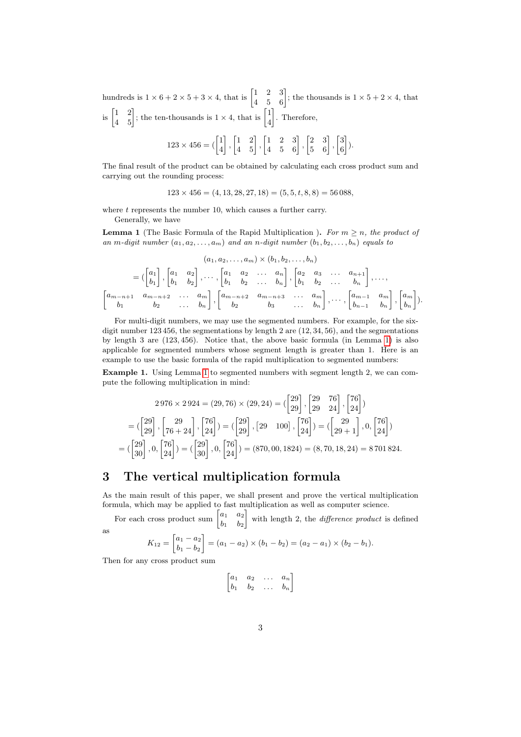hundreds is $1 \times 6 + 2 \times 5 + 3 \times 4$, that is $\begin{bmatrix} 1 & 2 & 3 \\ 4 & 5 & 6 \end{bmatrix}$; the thousands is $1 \times 5 + 2 \times 4$, that is $\begin{bmatrix} 1 & 2 \\ 4 & 5 \end{bmatrix}$; the ten-thousands is $1 \times 4$, that is $\begin{bmatrix} 1 \\ 4 \end{bmatrix}$. Therefore,

$$123 \times 456 = (\begin{bmatrix} 1 \\ 4 \end{bmatrix}, \begin{bmatrix} 1 & 2 \\ 4 & 5 \end{bmatrix}, \begin{bmatrix} 1 & 2 & 3 \\ 4 & 5 & 6 \end{bmatrix}, \begin{bmatrix} 2 & 3 \\ 5 & 6 \end{bmatrix}, \begin{bmatrix} 3 \\ 6 \end{bmatrix}).$$

The final result of the product can be obtained by calculating each cross product sum and carrying out the rounding process:

$$123 \times 456 = (4, 13, 28, 27, 18) = (5, 5, t, 8, 8) = 56\,088,$$

where $t$ represents the number 10, which causes a further carry.

Generally, we have

**Lemma 1** (The Basic Formula of the Rapid Multiplication ). *For $m \geq n$, the product of an $m$-digit number $(a_1, a_2, \ldots, a_m)$ and an $n$-digit number $(b_1, b_2, \ldots, b_n)$ equals to*

$$(a_1, a_2, \ldots, a_m) \times (b_1, b_2, \ldots, b_n)$$

$$= (\begin{bmatrix} a_1 \\ b_1 \end{bmatrix}, \begin{bmatrix} a_1 & a_2 \\ b_1 & b_2 \end{bmatrix}, \cdots, \begin{bmatrix} a_1 & a_2 & \ldots & a_n \\ b_1 & b_2 & \ldots & b_n \end{bmatrix}, \begin{bmatrix} a_2 & a_3 & \ldots & a_{n+1} \\ b_1 & b_2 & \ldots & b_n \end{bmatrix}, \ldots,$$

$$\begin{bmatrix} a_{m-n+1} & a_{m-n+2} & \ldots & a_m \\ b_1 & b_2 & \ldots & b_n \end{bmatrix}, \begin{bmatrix} a_{m-n+2} & a_{m-n+3} & \ldots & a_m \\ b_2 & b_3 & \ldots & b_n \end{bmatrix}, \cdots, \begin{bmatrix} a_{m-1} & a_m \\ b_{n-1} & b_n \end{bmatrix}, \begin{bmatrix} a_m \\ b_n \end{bmatrix}).$$

For multi-digit numbers, we may use the segmented numbers. For example, for the six-digit number 123 456, the segmentations by length 2 are (12, 34, 56), and the segmentations by length 3 are (123, 456). Notice that, the above basic formula (in Lemma 1) is also applicable for segmented numbers whose segment length is greater than 1. Here is an example to use the basic formula of the rapid multiplication to segmented numbers:

**Example 1.** Using Lemma 1 to segmented numbers with segment length 2, we can compute the following multiplication in mind:

$$2\,976 \times 2\,924 = (29, 76) \times (29, 24) = (\begin{bmatrix} 29 \\ 29 \end{bmatrix}, \begin{bmatrix} 29 & 76 \\ 29 & 24 \end{bmatrix}, \begin{bmatrix} 76 \\ 24 \end{bmatrix})$$

$$= (\begin{bmatrix} 29 \\ 29 \end{bmatrix}, \begin{bmatrix} 29 \\ 76+24 \end{bmatrix}, \begin{bmatrix} 76 \\ 24 \end{bmatrix}) = (\begin{bmatrix} 29 \\ 29 \end{bmatrix}, \begin{bmatrix} 29 & 100 \end{bmatrix}, \begin{bmatrix} 76 \\ 24 \end{bmatrix}) = (\begin{bmatrix} 29 \\ 29+1 \end{bmatrix}, 0, \begin{bmatrix} 76 \\ 24 \end{bmatrix})$$

$$= (\begin{bmatrix} 29 \\ 30 \end{bmatrix}, 0, \begin{bmatrix} 76 \\ 24 \end{bmatrix}) = (\begin{bmatrix} 29 \\ 30 \end{bmatrix}, 0, \begin{bmatrix} 76 \\ 24 \end{bmatrix}) = (870, 00, 1824) = (8, 70, 18, 24) = 8\,701\,824.$$

# 3 The vertical multiplication formula

As the main result of this paper, we shall present and prove the vertical multiplication formula, which may be applied to fast multiplication as well as computer science.

For each cross product sum $\begin{bmatrix} a_1 & a_2 \\ b_1 & b_2 \end{bmatrix}$ with length 2, the *difference product* is defined as

$$K_{12} = \begin{bmatrix} a_1 - a_2 \\ b_1 - b_2 \end{bmatrix} = (a_1 - a_2) \times (b_1 - b_2) = (a_2 - a_1) \times (b_2 - b_1).$$

Then for any cross product sum

$$\begin{bmatrix} a_1 & a_2 & \ldots & a_n \\ b_1 & b_2 & \ldots & b_n \end{bmatrix}$$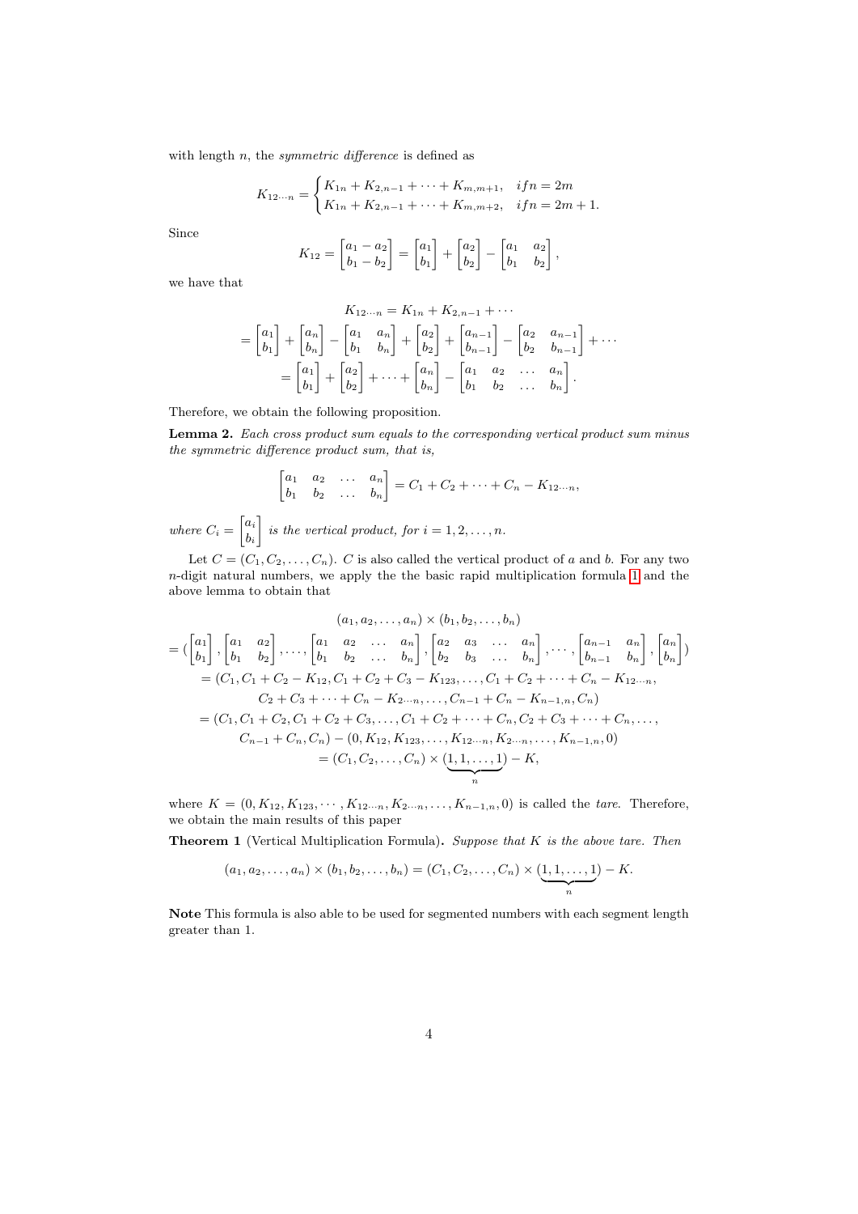with length $n$, the *symmetric difference* is defined as

$$K_{12\cdots n} = \begin{cases} K_{1n} + K_{2,n-1} + \cdots + K_{m,m+1}, & if n = 2m \\ K_{1n} + K_{2,n-1} + \cdots + K_{m,m+2}, & if n = 2m+1. \end{cases}$$

Since

$$K_{12} = \begin{bmatrix} a_1 - a_2 \\ b_1 - b_2 \end{bmatrix} = \begin{bmatrix} a_1 \\ b_1 \end{bmatrix} + \begin{bmatrix} a_2 \\ b_2 \end{bmatrix} - \begin{bmatrix} a_1 & a_2 \\ b_1 & b_2 \end{bmatrix},$$

we have that

$$\begin{gathered} K_{12\cdots n} = K_{1n} + K_{2,n-1} + \cdots \\ = \begin{bmatrix} a_1 \\ b_1 \end{bmatrix} + \begin{bmatrix} a_n \\ b_n \end{bmatrix} - \begin{bmatrix} a_1 & a_n \\ b_1 & b_n \end{bmatrix} + \begin{bmatrix} a_2 \\ b_2 \end{bmatrix} + \begin{bmatrix} a_{n-1} \\ b_{n-1} \end{bmatrix} - \begin{bmatrix} a_2 & a_{n-1} \\ b_2 & b_{n-1} \end{bmatrix} + \cdots \\ = \begin{bmatrix} a_1 \\ b_1 \end{bmatrix} + \begin{bmatrix} a_2 \\ b_2 \end{bmatrix} + \cdots + \begin{bmatrix} a_n \\ b_n \end{bmatrix} - \begin{bmatrix} a_1 & a_2 & \dots & a_n \\ b_1 & b_2 & \dots & b_n \end{bmatrix}. \end{gathered}$$

Therefore, we obtain the following proposition.

**Lemma 2.** *Each cross product sum equals to the corresponding vertical product sum minus the symmetric difference product sum, that is,*

$$\begin{bmatrix} a_1 & a_2 & \dots & a_n \\ b_1 & b_2 & \dots & b_n \end{bmatrix} = C_1 + C_2 + \cdots + C_n - K_{12\cdots n},$$

*where* $C_i = \begin{bmatrix} a_i \\ b_i \end{bmatrix}$ *is the vertical product, for* $i = 1, 2, \dots, n$.

Let $C = (C_1, C_2, \dots, C_n)$. $C$ is also called the vertical product of $a$ and $b$. For any two $n$-digit natural numbers, we apply the the basic rapid multiplication formula 1 and the above lemma to obtain that

$$\begin{gathered} (a_1, a_2, \dots, a_n) \times (b_1, b_2, \dots, b_n) \\ = (\begin{bmatrix} a_1 \\ b_1 \end{bmatrix}, \begin{bmatrix} a_1 & a_2 \\ b_1 & b_2 \end{bmatrix}, \dots, \begin{bmatrix} a_1 & a_2 & \dots & a_n \\ b_1 & b_2 & \dots & b_n \end{bmatrix}, \begin{bmatrix} a_2 & a_3 & \dots & a_n \\ b_2 & b_3 & \dots & b_n \end{bmatrix}, \cdots, \begin{bmatrix} a_{n-1} & a_n \\ b_{n-1} & b_n \end{bmatrix}, \begin{bmatrix} a_n \\ b_n \end{bmatrix}) \\ = (C_1, C_1 + C_2 - K_{12}, C_1 + C_2 + C_3 - K_{123}, \dots, C_1 + C_2 + \cdots + C_n - K_{12\cdots n}, \\ C_2 + C_3 + \cdots + C_n - K_{2\cdots n}, \dots, C_{n-1} + C_n - K_{n-1,n}, C_n) \\ = (C_1, C_1 + C_2, C_1 + C_2 + C_3, \dots, C_1 + C_2 + \cdots + C_n, C_2 + C_3 + \cdots + C_n, \dots, \\ C_{n-1} + C_n, C_n) - (0, K_{12}, K_{123}, \dots, K_{12\cdots n}, K_{2\cdots n}, \dots, K_{n-1,n}, 0) \\ = (C_1, C_2, \dots, C_n) \times (\underbrace{1, 1, \dots, 1}_{n}) - K, \end{gathered}$$

where $K = (0, K_{12}, K_{123}, \cdots, K_{12\cdots n}, K_{2\cdots n}, \dots, K_{n-1,n}, 0)$ is called the *tare*. Therefore, we obtain the main results of this paper

**Theorem 1** (Vertical Multiplication Formula)**.** *Suppose that $K$ is the above tare. Then*

$$(a_1, a_2, \dots, a_n) \times (b_1, b_2, \dots, b_n) = (C_1, C_2, \dots, C_n) \times (\underbrace{1, 1, \dots, 1}_{n}) - K.$$

**Note** This formula is also able to be used for segmented numbers with each segment length greater than 1.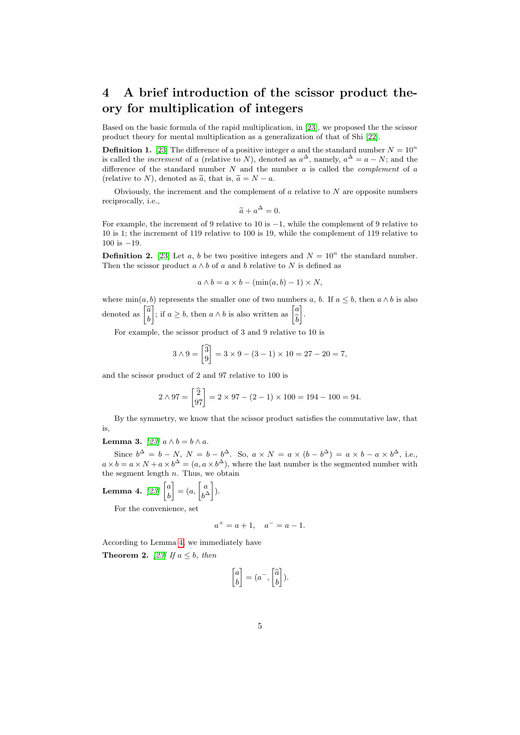# 4 A brief introduction of the scissor product theory for multiplication of integers

Based on the basic formula of the rapid multiplication, in [23], we proposed the the scissor product theory for mental multiplication as a generalization of that of Shi [22].

**Definition 1.** [23] The difference of a positive integer $a$ and the standard number $N = 10^n$ is called the *increment* of $a$ (relative to $N$), denoted as $a^\Delta$, namely, $a^\Delta = a - N$; and the difference of the standard number $N$ and the number $a$ is called the *complement* of $a$ (relative to $N$), denoted as $\widetilde{a}$, that is, $\widetilde{a} = N - a$.

Obviously, the increment and the complement of $a$ relative to $N$ are opposite numbers reciprocally, i.e.,

$$\widetilde{a} + a^\Delta = 0.$$

For example, the increment of 9 relative to 10 is $-1$, while the complement of 9 relative to 10 is 1; the increment of 119 relative to 100 is 19, while the complement of 119 relative to 100 is $-19$.

**Definition 2.** [23] Let $a$, $b$ be two positive integers and $N = 10^n$ the standard number. Then the scissor product $a \wedge b$ of $a$ and $b$ relative to $N$ is defined as

$$a \wedge b = a \times b - (\min(a, b) - 1) \times N,$$

where $\min(a, b)$ represents the smaller one of two numbers $a$, $b$. If $a \leq b$, then $a \wedge b$ is also denoted as $\begin{bmatrix} \widehat{a} \\ b \end{bmatrix}$; if $a \geq b$, then $a \wedge b$ is also written as $\begin{bmatrix} a \\ \widehat{b} \end{bmatrix}$.

For example, the scissor product of 3 and 9 relative to 10 is

$$3 \wedge 9 = \begin{bmatrix} \widehat{3} \\ 9 \end{bmatrix} = 3 \times 9 - (3 - 1) \times 10 = 27 - 20 = 7,$$

and the scissor product of 2 and 97 relative to 100 is

$$2 \wedge 97 = \begin{bmatrix} \widehat{2} \\ 97 \end{bmatrix} = 2 \times 97 - (2 - 1) \times 100 = 194 - 100 = 94.$$

By the symmetry, we know that the scissor product satisfies the commutative law, that is,

**Lemma 3.** *[23]* $a \wedge b = b \wedge a$.

Since $b^\Delta = b - N$, $N = b - b^\Delta$. So, $a \times N = a \times (b - b^\Delta) = a \times b - a \times b^\Delta$, i.e., $a \times b = a \times N + a \times b^\Delta = (a, a \times b^\Delta)$, where the last number is the segmented number with the segment length $n$. Thus, we obtain

**Lemma 4.** *[23]* $\begin{bmatrix} a \\ b \end{bmatrix} = (a, \begin{bmatrix} a \\ b^\Delta \end{bmatrix})$.

For the convenience, set

$$a^+ = a + 1, \quad a^- = a - 1.$$

According to Lemma 4, we immediately have

**Theorem 2.** *[23] If $a \leq b$, then*

$$\begin{bmatrix} a \\ b \end{bmatrix} = (a^-, \begin{bmatrix} \widehat{a} \\ b \end{bmatrix}).$$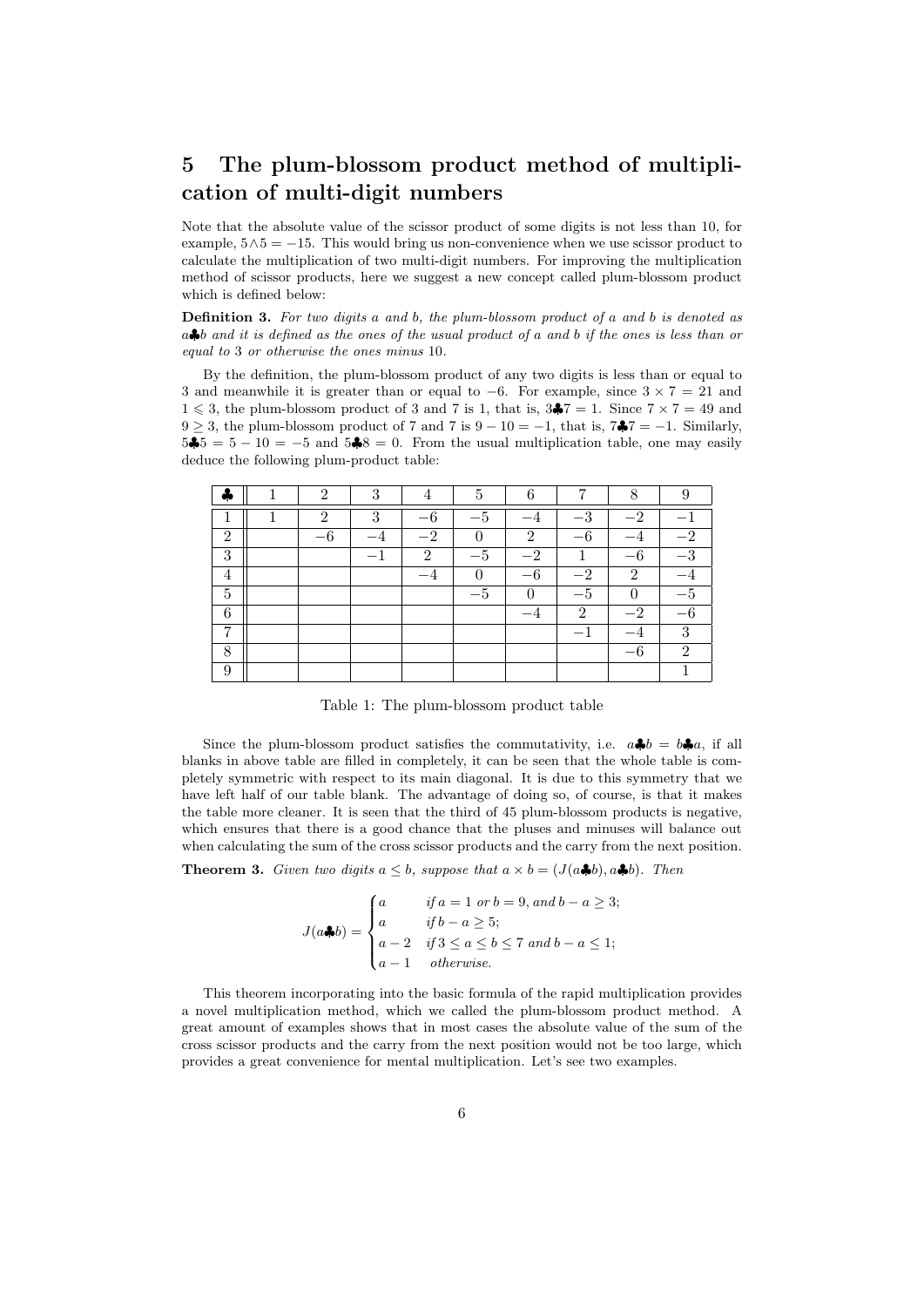## 5 The plum-blossom product method of multiplication of multi-digit numbers

Note that the absolute value of the scissor product of some digits is not less than 10, for example, $5\wedge 5 = -15$. This would bring us non-convenience when we use scissor product to calculate the multiplication of two multi-digit numbers. For improving the multiplication method of scissor products, here we suggest a new concept called plum-blossom product which is defined below:

**Definition 3.** *For two digits $a$ and $b$, the plum-blossom product of $a$ and $b$ is denoted as $a\clubsuit b$ and it is defined as the ones of the usual product of $a$ and $b$ if the ones is less than or equal to 3 or otherwise the ones minus 10.*

By the definition, the plum-blossom product of any two digits is less than or equal to 3 and meanwhile it is greater than or equal to $-6$. For example, since $3 \times 7 = 21$ and $1 \leqslant 3$, the plum-blossom product of 3 and 7 is 1, that is, $3\clubsuit 7 = 1$. Since $7 \times 7 = 49$ and $9 \geq 3$, the plum-blossom product of 7 and 7 is $9 - 10 = -1$, that is, $7\clubsuit 7 = -1$. Similarly, $5\clubsuit 5 = 5 - 10 = -5$ and $5\clubsuit 8 = 0$. From the usual multiplication table, one may easily deduce the following plum-product table:

| $\clubsuit$ | 1 | 2 | 3 | 4 | 5 | 6 | 7 | 8 | 9 |
|---|---|---|---|---|---|---|---|---|---|
| 1 | 1 | 2 | 3 | $-6$ | $-5$ | $-4$ | $-3$ | $-2$ | $-1$ |
| 2 | | $-6$ | $-4$ | $-2$ | 0 | 2 | $-6$ | $-4$ | $-2$ |
| 3 | | | $-1$ | 2 | $-5$ | $-2$ | 1 | $-6$ | $-3$ |
| 4 | | | | $-4$ | 0 | $-6$ | $-2$ | 2 | $-4$ |
| 5 | | | | | $-5$ | 0 | $-5$ | 0 | $-5$ |
| 6 | | | | | | $-4$ | 2 | $-2$ | $-6$ |
| 7 | | | | | | | $-1$ | $-4$ | 3 |
| 8 | | | | | | | | $-6$ | 2 |
| 9 | | | | | | | | | 1 |

Table 1: The plum-blossom product table

Since the plum-blossom product satisfies the commutativity, i.e. $a\clubsuit b = b\clubsuit a$, if all blanks in above table are filled in completely, it can be seen that the whole table is completely symmetric with respect to its main diagonal. It is due to this symmetry that we have left half of our table blank. The advantage of doing so, of course, is that it makes the table more cleaner. It is seen that the third of 45 plum-blossom products is negative, which ensures that there is a good chance that the pluses and minuses will balance out when calculating the sum of the cross scissor products and the carry from the next position.

**Theorem 3.** *Given two digits $a \leq b$, suppose that $a \times b = (J(a\clubsuit b), a\clubsuit b)$. Then*

$$J(a\clubsuit b) = \begin{cases} a & \text{if } a = 1 \text{ or } b = 9, \text{and } b - a \geq 3; \\ a & \text{if } b - a \geq 5; \\ a - 2 & \text{if } 3 \leq a \leq b \leq 7 \text{ and } b - a \leq 1; \\ a - 1 & \text{otherwise.} \end{cases}$$

This theorem incorporating into the basic formula of the rapid multiplication provides a novel multiplication method, which we called the plum-blossom product method. A great amount of examples shows that in most cases the absolute value of the sum of the cross scissor products and the carry from the next position would not be too large, which provides a great convenience for mental multiplication. Let's see two examples.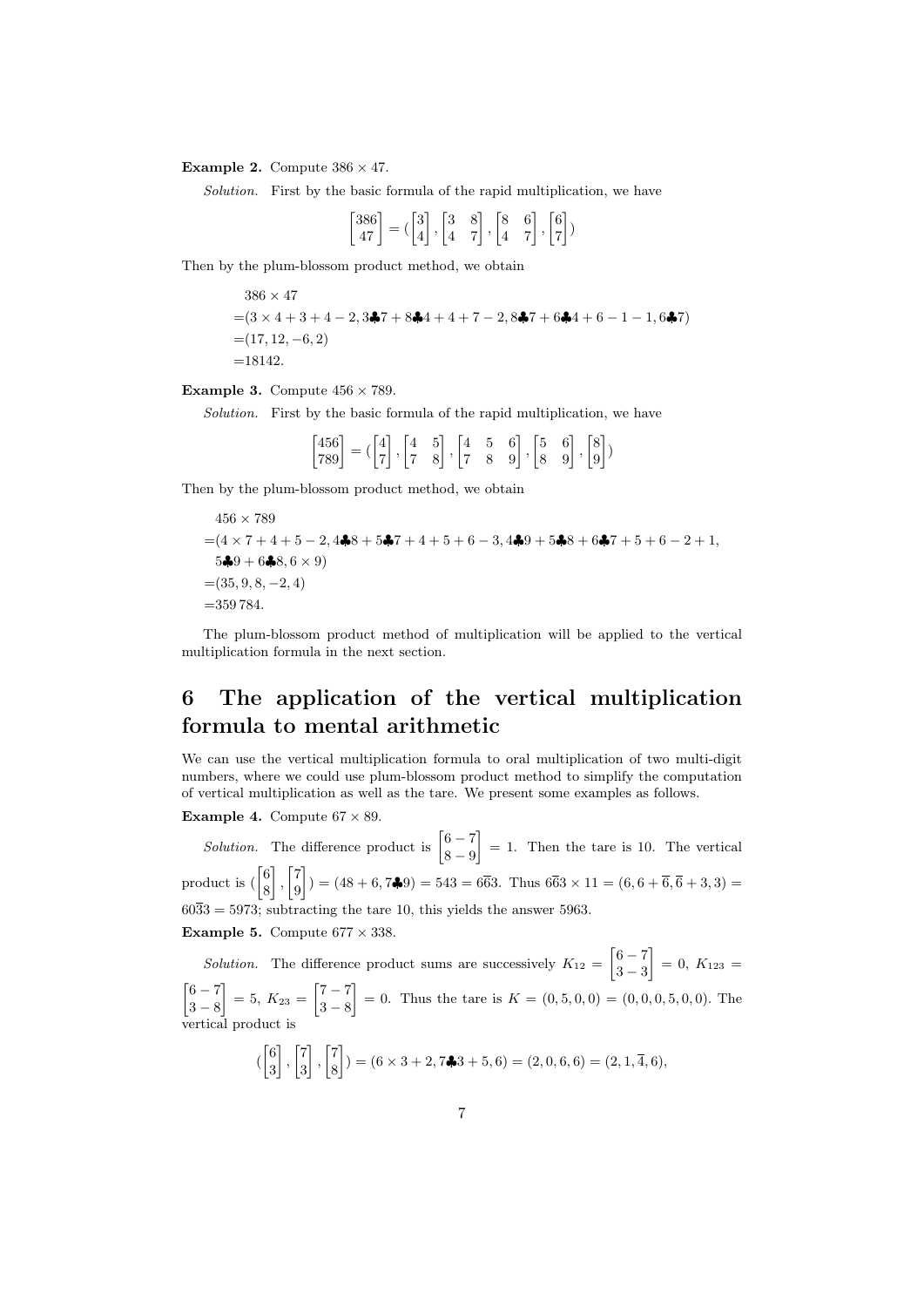**Example 2.** Compute $386 \times 47$.

*Solution.* First by the basic formula of the rapid multiplication, we have

$$\begin{bmatrix} 386 \\ 47 \end{bmatrix} = (\begin{bmatrix} 3 \\ 4 \end{bmatrix}, \begin{bmatrix} 3 & 8 \\ 4 & 7 \end{bmatrix}, \begin{bmatrix} 8 & 6 \\ 4 & 7 \end{bmatrix}, \begin{bmatrix} 6 \\ 7 \end{bmatrix})$$

Then by the plum-blossom product method, we obtain

$$\begin{aligned}
&386 \times 47 \\
=&(3 \times 4 + 3 + 4 - 2, 3♣7 + 8♣4 + 4 + 7 - 2, 8♣7 + 6♣4 + 6 - 1 - 1, 6♣7) \\
=&(17, 12, -6, 2) \\
=&18142.
\end{aligned}$$

**Example 3.** Compute $456 \times 789$.

*Solution.* First by the basic formula of the rapid multiplication, we have

$$\begin{bmatrix} 456 \\ 789 \end{bmatrix} = (\begin{bmatrix} 4 \\ 7 \end{bmatrix}, \begin{bmatrix} 4 & 5 \\ 7 & 8 \end{bmatrix}, \begin{bmatrix} 4 & 5 & 6 \\ 7 & 8 & 9 \end{bmatrix}, \begin{bmatrix} 5 & 6 \\ 8 & 9 \end{bmatrix}, \begin{bmatrix} 8 \\ 9 \end{bmatrix})$$

Then by the plum-blossom product method, we obtain

$$\begin{aligned}
&456 \times 789 \\
=&(4 \times 7 + 4 + 5 - 2, 4♣8 + 5♣7 + 4 + 5 + 6 - 3, 4♣9 + 5♣8 + 6♣7 + 5 + 6 - 2 + 1, \\
&5♣9 + 6♣8, 6 \times 9) \\
=&(35, 9, 8, -2, 4) \\
=&359\,784.
\end{aligned}$$

The plum-blossom product method of multiplication will be applied to the vertical multiplication formula in the next section.

## 6 The application of the vertical multiplication formula to mental arithmetic

We can use the vertical multiplication formula to oral multiplication of two multi-digit numbers, where we could use plum-blossom product method to simplify the computation of vertical multiplication as well as the tare. We present some examples as follows.

**Example 4.** Compute $67 \times 89$.

*Solution.* The difference product is $\begin{bmatrix} 6-7 \\ 8-9 \end{bmatrix} = 1$. Then the tare is 10. The vertical product is $(\begin{bmatrix} 6 \\ 8 \end{bmatrix}, \begin{bmatrix} 7 \\ 9 \end{bmatrix}) = (48 + 6, 7♣9) = 543 = 6\overline{6}3$. Thus $6\overline{6}3 \times 11 = (6, 6 + \overline{6}, \overline{6} + 3, 3) = 60\overline{3}3 = 5973$; subtracting the tare 10, this yields the answer 5963.

**Example 5.** Compute $677 \times 338$.

*Solution.* The difference product sums are successively $K_{12} = \begin{bmatrix} 6-7 \\ 3-3 \end{bmatrix} = 0$, $K_{123} = \begin{bmatrix} 6-7 \\ 3-8 \end{bmatrix} = 5$, $K_{23} = \begin{bmatrix} 7-7 \\ 3-8 \end{bmatrix} = 0$. Thus the tare is $K = (0, 5, 0, 0) = (0, 0, 0, 5, 0, 0)$. The vertical product is

$$(\begin{bmatrix} 6 \\ 3 \end{bmatrix}, \begin{bmatrix} 7 \\ 3 \end{bmatrix}, \begin{bmatrix} 7 \\ 8 \end{bmatrix}) = (6 \times 3 + 2, 7♣3 + 5, 6) = (2, 0, 6, 6) = (2, 1, \overline{4}, 6),$$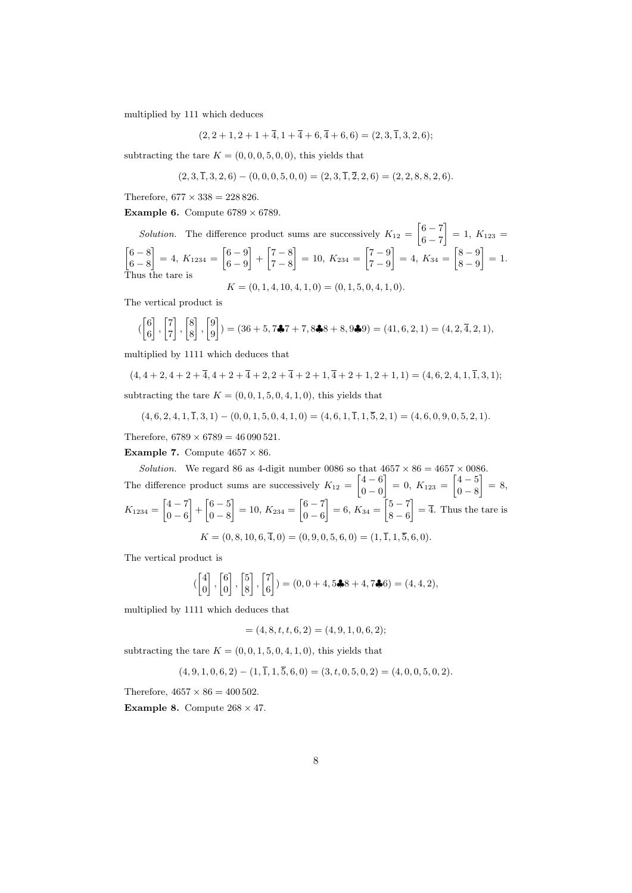multiplied by 111 which deduces

$$(2, 2+1, 2+1+\overline{4}, 1+\overline{4}+6, \overline{4}+6, 6) = (2, 3, \overline{1}, 3, 2, 6);$$

subtracting the tare $K = (0, 0, 0, 5, 0, 0)$, this yields that

$$(2, 3, \overline{1}, 3, 2, 6) - (0, 0, 0, 5, 0, 0) = (2, 3, \overline{1}, \overline{2}, 2, 6) = (2, 2, 8, 8, 2, 6).$$

Therefore, $677 \times 338 = 228\,826$.

**Example 6.** Compute $6789 \times 6789$.

*Solution.* The difference product sums are successively $K_{12} = \begin{bmatrix} 6-7 \\ 6-7 \end{bmatrix} = 1$, $K_{123} = \begin{bmatrix} 6-8 \\ 6-8 \end{bmatrix} = 4$, $K_{1234} = \begin{bmatrix} 6-9 \\ 6-9 \end{bmatrix} + \begin{bmatrix} 7-8 \\ 7-8 \end{bmatrix} = 10$, $K_{234} = \begin{bmatrix} 7-9 \\ 7-9 \end{bmatrix} = 4$, $K_{34} = \begin{bmatrix} 8-9 \\ 8-9 \end{bmatrix} = 1$. Thus the tare is

$$K = (0, 1, 4, 10, 4, 1, 0) = (0, 1, 5, 0, 4, 1, 0).$$

The vertical product is

$$(\begin{bmatrix} 6 \\ 6 \end{bmatrix}, \begin{bmatrix} 7 \\ 7 \end{bmatrix}, \begin{bmatrix} 8 \\ 8 \end{bmatrix}, \begin{bmatrix} 9 \\ 9 \end{bmatrix}) = (36+5, 7\clubsuit 7+7, 8\clubsuit 8+8, 9\clubsuit 9) = (41, 6, 2, 1) = (4, 2, \overline{4}, 2, 1),$$

multiplied by 1111 which deduces that

$$(4, 4+2, 4+2+\overline{4}, 4+2+\overline{4}+2, 2+\overline{4}+2+1, \overline{4}+2+1, 2+1, 1) = (4, 6, 2, 4, 1, \overline{1}, 3, 1);$$

subtracting the tare $K = (0, 0, 1, 5, 0, 4, 1, 0)$, this yields that

$$(4, 6, 2, 4, 1, \overline{1}, 3, 1) - (0, 0, 1, 5, 0, 4, 1, 0) = (4, 6, 1, \overline{1}, 1, \overline{5}, 2, 1) = (4, 6, 0, 9, 0, 5, 2, 1).$$

Therefore, $6789 \times 6789 = 46\,090\,521$.

**Example 7.** Compute $4657 \times 86$.

*Solution.* We regard 86 as 4-digit number 0086 so that $4657 \times 86 = 4657 \times 0086$. The difference product sums are successively $K_{12} = \begin{bmatrix} 4-6 \\ 0-0 \end{bmatrix} = 0$, $K_{123} = \begin{bmatrix} 4-5 \\ 0-8 \end{bmatrix} = 8$, $K_{1234} = \begin{bmatrix} 4-7 \\ 0-6 \end{bmatrix} + \begin{bmatrix} 6-5 \\ 0-8 \end{bmatrix} = 10$, $K_{234} = \begin{bmatrix} 6-7 \\ 0-6 \end{bmatrix} = 6$, $K_{34} = \begin{bmatrix} 5-7 \\ 8-6 \end{bmatrix} = \overline{4}$. Thus the tare is

$$K = (0, 8, 10, 6, \overline{4}, 0) = (0, 9, 0, 5, 6, 0) = (1, \overline{1}, 1, \overline{5}, 6, 0).$$

The vertical product is

$$(\begin{bmatrix} 4 \\ 0 \end{bmatrix}, \begin{bmatrix} 6 \\ 0 \end{bmatrix}, \begin{bmatrix} 5 \\ 8 \end{bmatrix}, \begin{bmatrix} 7 \\ 6 \end{bmatrix}) = (0, 0+4, 5\clubsuit 8+4, 7\clubsuit 6) = (4, 4, 2),$$

multiplied by 1111 which deduces that

$$= (4, 8, t, t, 6, 2) = (4, 9, 1, 0, 6, 2);$$

subtracting the tare $K = (0, 0, 1, 5, 0, 4, 1, 0)$, this yields that

$$(4, 9, 1, 0, 6, 2) - (1, \overline{1}, 1, \overline{5}, 6, 0) = (3, t, 0, 5, 0, 2) = (4, 0, 0, 5, 0, 2).$$

Therefore, $4657 \times 86 = 400\,502$.

**Example 8.** Compute $268 \times 47$.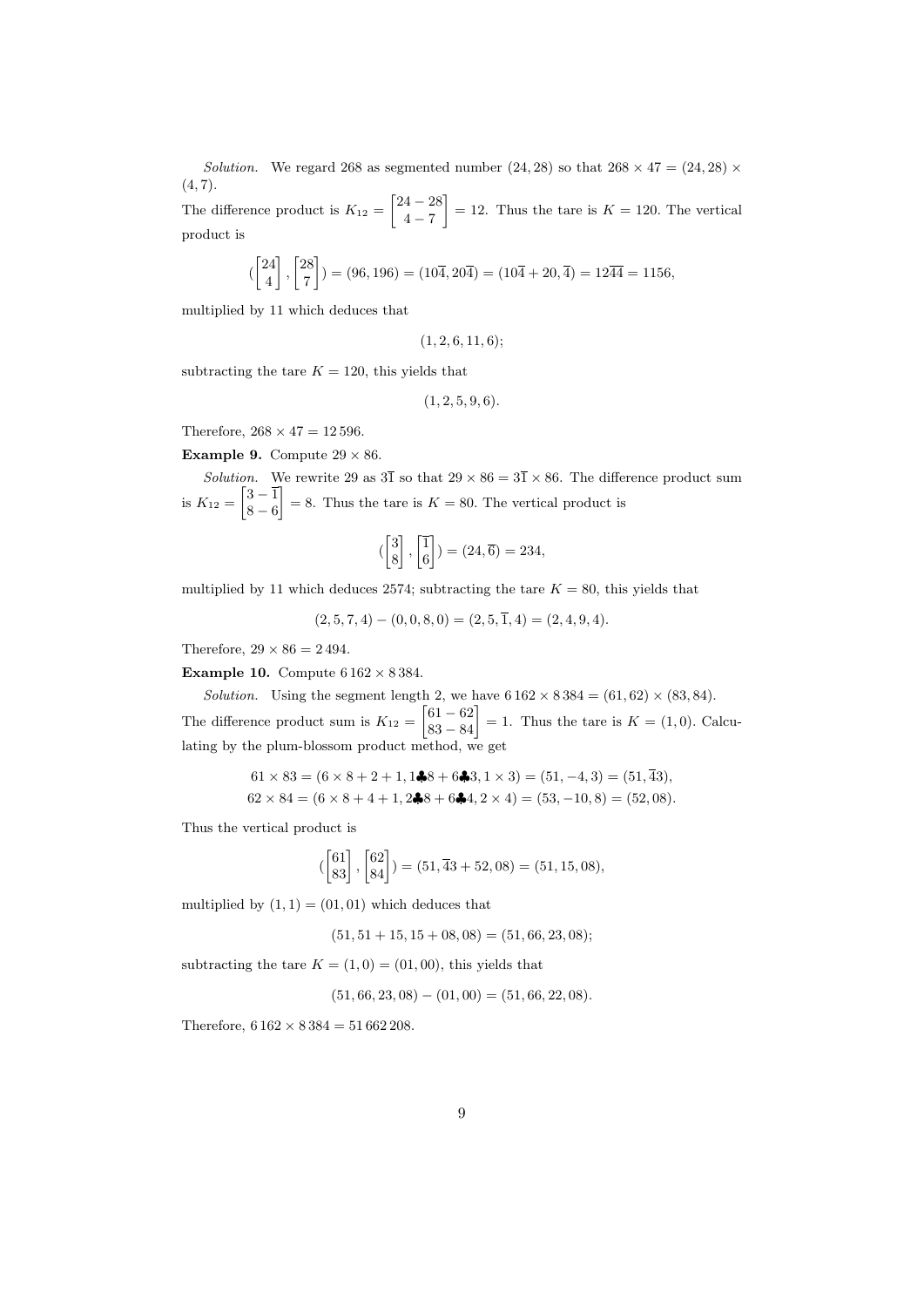*Solution.* We regard 268 as segmented number $(24, 28)$ so that $268 \times 47 = (24, 28) \times (4, 7)$.

The difference product is $K_{12} = \begin{bmatrix} 24 - 28 \\ 4 - 7 \end{bmatrix} = 12$. Thus the tare is $K = 120$. The vertical product is

$$(\begin{bmatrix} 24 \\ 4 \end{bmatrix}, \begin{bmatrix} 28 \\ 7 \end{bmatrix}) = (96, 196) = (10\overline{4}, 20\overline{4}) = (10\overline{4} + 20, \overline{4}) = 12\overline{44} = 1156,$$

multiplied by 11 which deduces that

$$(1, 2, 6, 11, 6);$$

subtracting the tare $K = 120$, this yields that

$$(1, 2, 5, 9, 6).$$

Therefore, $268 \times 47 = 12\,596$.

**Example 9.** Compute $29 \times 86$.

*Solution.* We rewrite 29 as $3\overline{1}$ so that $29 \times 86 = 3\overline{1} \times 86$. The difference product sum is $K_{12} = \begin{bmatrix} 3 - \overline{1} \\ 8 - 6 \end{bmatrix} = 8$. Thus the tare is $K = 80$. The vertical product is

$$(\begin{bmatrix} 3 \\ 8 \end{bmatrix}, \begin{bmatrix} \overline{1} \\ 6 \end{bmatrix}) = (24, \overline{6}) = 234,$$

multiplied by 11 which deduces 2574; subtracting the tare $K = 80$, this yields that

$$(2, 5, 7, 4) - (0, 0, 8, 0) = (2, 5, \overline{1}, 4) = (2, 4, 9, 4).$$

Therefore, $29 \times 86 = 2\,494$.

**Example 10.** Compute $6\,162 \times 8\,384$.

*Solution.* Using the segment length 2, we have $6\,162 \times 8\,384 = (61, 62) \times (83, 84)$. The difference product sum is $K_{12} = \begin{bmatrix} 61 - 62 \\ 83 - 84 \end{bmatrix} = 1$. Thus the tare is $K = (1, 0)$. Calculating by the plum-blossom product method, we get

$$61 \times 83 = (6 \times 8 + 2 + 1, 1\clubsuit 8 + 6\clubsuit 3, 1 \times 3) = (51, -4, 3) = (51, \overline{4}3),$$
$$62 \times 84 = (6 \times 8 + 4 + 1, 2\clubsuit 8 + 6\clubsuit 4, 2 \times 4) = (53, -10, 8) = (52, 08).$$

Thus the vertical product is

$$(\begin{bmatrix} 61 \\ 83 \end{bmatrix}, \begin{bmatrix} 62 \\ 84 \end{bmatrix}) = (51, \overline{4}3 + 52, 08) = (51, 15, 08),$$

multiplied by $(1, 1) = (01, 01)$ which deduces that

$$(51, 51 + 15, 15 + 08, 08) = (51, 66, 23, 08);$$

subtracting the tare $K = (1, 0) = (01, 00)$, this yields that

$$(51, 66, 23, 08) - (01, 00) = (51, 66, 22, 08).$$

Therefore, $6\,162 \times 8\,384 = 51\,662\,208$.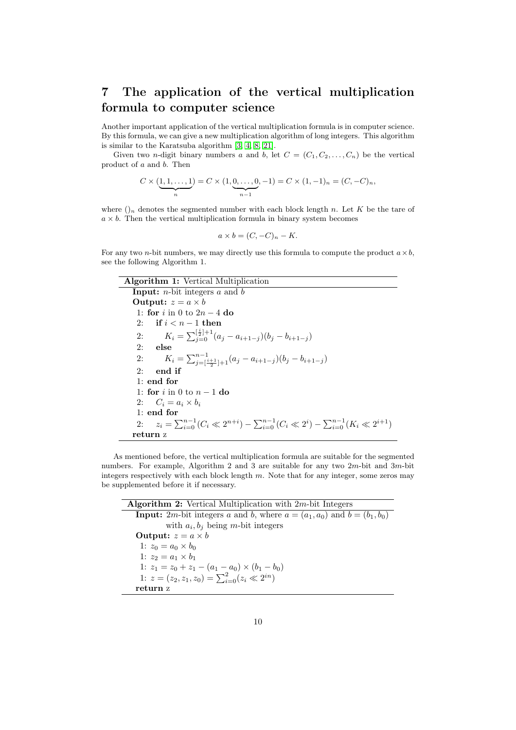# 7 The application of the vertical multiplication formula to computer science

Another important application of the vertical multiplication formula is in computer science. By this formula, we can give a new multiplication algorithm of long integers. This algorithm is similar to the Karatsuba algorithm [3, 4, 8, 21].

Given two $n$-digit binary numbers $a$ and $b$, let $C = (C_1, C_2, \ldots, C_n)$ be the vertical product of $a$ and $b$. Then

$$C \times (\underbrace{1, 1, \ldots, 1}_{n}) = C \times (1, \underbrace{0, \ldots, 0}_{n-1}, -1) = C \times (1, -1)_n = (C, -C)_n,$$

where $()_n$ denotes the segmented number with each block length $n$. Let $K$ be the tare of $a \times b$. Then the vertical multiplication formula in binary system becomes

$$a \times b = (C, -C)_n - K.$$

For any two $n$-bit numbers, we may directly use this formula to compute the product $a \times b$, see the following Algorithm 1.

**Algorithm 1:** Vertical Multiplication

**Input:** $n$-bit integers $a$ and $b$
**Output:** $z = a \times b$

1: **for** $i$ in 0 to $2n - 4$ **do**
2: &nbsp;&nbsp;**if** $i < n - 1$ **then**
2: &nbsp;&nbsp;&nbsp;&nbsp;$K_i = \sum_{j=0}^{[\frac{i}{2}]+1} (a_j - a_{i+1-j})(b_j - b_{i+1-j})$
2: &nbsp;&nbsp;**else**
2: &nbsp;&nbsp;&nbsp;&nbsp;$K_i = \sum_{j=[\frac{i+1}{2}]+1}^{n-1} (a_j - a_{i+1-j})(b_j - b_{i+1-j})$
2: &nbsp;&nbsp;**end if**
1: **end for**
1: **for** $i$ in 0 to $n - 1$ **do**
2: &nbsp;&nbsp;$C_i = a_i \times b_i$
1: **end for**
2: &nbsp;&nbsp;$z_i = \sum_{i=0}^{n-1} (C_i \ll 2^{n+i}) - \sum_{i=0}^{n-1} (C_i \ll 2^i) - \sum_{i=0}^{n-1} (K_i \ll 2^{i+1})$
**return** z

As mentioned before, the vertical multiplication formula are suitable for the segmented numbers. For example, Algorithm 2 and 3 are suitable for any two $2m$-bit and $3m$-bit integers respectively with each block length $m$. Note that for any integer, some zeros may be supplemented before it if necessary.

**Algorithm 2:** Vertical Multiplication with $2m$-bit Integers

**Input:** $2m$-bit integers $a$ and $b$, where $a = (a_1, a_0)$ and $b = (b_1, b_0)$ with $a_i, b_j$ being $m$-bit integers
**Output:** $z = a \times b$

1: $z_0 = a_0 \times b_0$
1: $z_2 = a_1 \times b_1$
1: $z_1 = z_0 + z_1 - (a_1 - a_0) \times (b_1 - b_0)$
1: $z = (z_2, z_1, z_0) = \sum_{i=0}^{2} (z_i \ll 2^{in})$
**return** z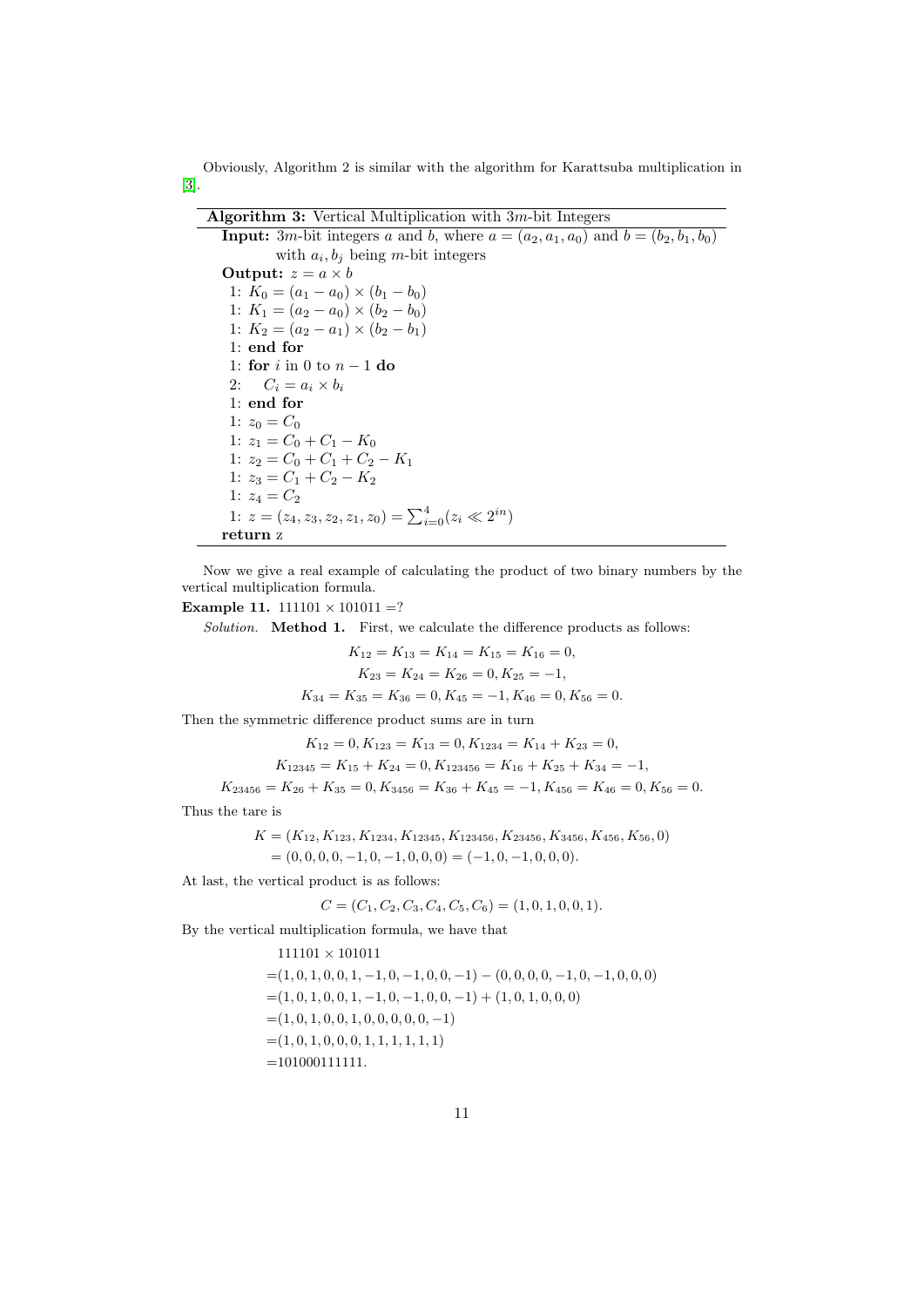Obviously, Algorithm 2 is similar with the algorithm for Karattsuba multiplication in [3].

**Algorithm 3:** Vertical Multiplication with $3m$-bit Integers

**Input:** $3m$-bit integers $a$ and $b$, where $a = (a_2, a_1, a_0)$ and $b = (b_2, b_1, b_0)$ with $a_i, b_j$ being $m$-bit integers

**Output:** $z = a \times b$

1: $K_0 = (a_1 - a_0) \times (b_1 - b_0)$
1: $K_1 = (a_2 - a_0) \times (b_2 - b_0)$
1: $K_2 = (a_2 - a_1) \times (b_2 - b_1)$
1: **end for**
1: **for** $i$ in 0 to $n - 1$ **do**
2: $\quad C_i = a_i \times b_i$
1: **end for**
1: $z_0 = C_0$
1: $z_1 = C_0 + C_1 - K_0$
1: $z_2 = C_0 + C_1 + C_2 - K_1$
1: $z_3 = C_1 + C_2 - K_2$
1: $z_4 = C_2$
1: $z = (z_4, z_3, z_2, z_1, z_0) = \sum_{i=0}^{4}(z_i \ll 2^{in})$
**return** z

Now we give a real example of calculating the product of two binary numbers by the vertical multiplication formula.

**Example 11.** $111101 \times 101011 = ?$

*Solution.* **Method 1.** First, we calculate the difference products as follows:

$$K_{12} = K_{13} = K_{14} = K_{15} = K_{16} = 0,$$
$$K_{23} = K_{24} = K_{26} = 0, K_{25} = -1,$$
$$K_{34} = K_{35} = K_{36} = 0, K_{45} = -1, K_{46} = 0, K_{56} = 0.$$

Then the symmetric difference product sums are in turn

$$K_{12} = 0, K_{123} = K_{13} = 0, K_{1234} = K_{14} + K_{23} = 0,$$
$$K_{12345} = K_{15} + K_{24} = 0, K_{123456} = K_{16} + K_{25} + K_{34} = -1,$$
$$K_{23456} = K_{26} + K_{35} = 0, K_{3456} = K_{36} + K_{45} = -1, K_{456} = K_{46} = 0, K_{56} = 0.$$

Thus the tare is

$$\begin{aligned} K &= (K_{12}, K_{123}, K_{1234}, K_{12345}, K_{123456}, K_{23456}, K_{3456}, K_{456}, K_{56}, 0) \\ &= (0, 0, 0, 0, -1, 0, -1, 0, 0, 0) = (-1, 0, -1, 0, 0, 0). \end{aligned}$$

At last, the vertical product is as follows:

$$C = (C_1, C_2, C_3, C_4, C_5, C_6) = (1, 0, 1, 0, 0, 1).$$

By the vertical multiplication formula, we have that

$$\begin{aligned} & 111101 \times 101011 \\ =& (1, 0, 1, 0, 0, 1, -1, 0, -1, 0, 0, -1) - (0, 0, 0, 0, -1, 0, -1, 0, 0, 0) \\ =& (1, 0, 1, 0, 0, 1, -1, 0, -1, 0, 0, -1) + (1, 0, 1, 0, 0, 0) \\ =& (1, 0, 1, 0, 0, 1, 0, 0, 0, 0, 0, -1) \\ =& (1, 0, 1, 0, 0, 0, 1, 1, 1, 1, 1, 1) \\ =& 101000111111. \end{aligned}$$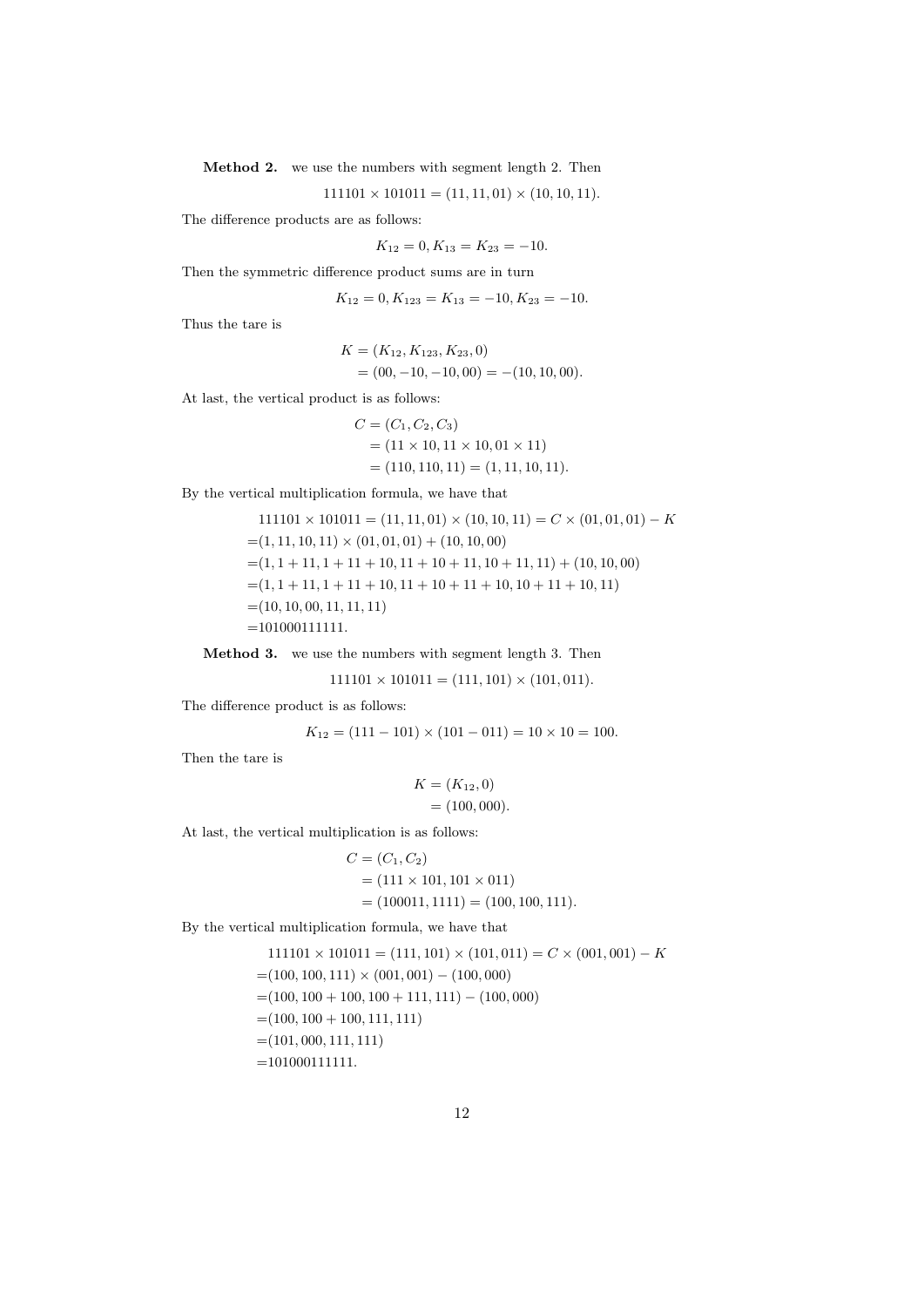**Method 2.** we use the numbers with segment length 2. Then

$$111101 \times 101011 = (11, 11, 01) \times (10, 10, 11).$$

The difference products are as follows:

$$K_{12} = 0, K_{13} = K_{23} = -10.$$

Then the symmetric difference product sums are in turn

$$K_{12} = 0, K_{123} = K_{13} = -10, K_{23} = -10.$$

Thus the tare is

$$\begin{aligned} K &= (K_{12}, K_{123}, K_{23}, 0) \\ &= (00, -10, -10, 00) = -(10, 10, 00). \end{aligned}$$

At last, the vertical product is as follows:

$$\begin{aligned} C &= (C_1, C_2, C_3) \\ &= (11 \times 10, 11 \times 10, 01 \times 11) \\ &= (110, 110, 11) = (1, 11, 10, 11). \end{aligned}$$

By the vertical multiplication formula, we have that

$$\begin{aligned} & 111101 \times 101011 = (11, 11, 01) \times (10, 10, 11) = C \times (01, 01, 01) - K \\ =& (1, 11, 10, 11) \times (01, 01, 01) + (10, 10, 00) \\ =& (1, 1 + 11, 1 + 11 + 10, 11 + 10 + 11, 10 + 11, 11) + (10, 10, 00) \\ =& (1, 1 + 11, 1 + 11 + 10, 11 + 10 + 11 + 10, 10 + 11 + 10, 11) \\ =& (10, 10, 00, 11, 11, 11) \\ =& 101000111111. \end{aligned}$$

**Method 3.** we use the numbers with segment length 3. Then

$$111101 \times 101011 = (111, 101) \times (101, 011).$$

The difference product is as follows:

$$K_{12} = (111 - 101) \times (101 - 011) = 10 \times 10 = 100.$$

Then the tare is

$$\begin{aligned} K &= (K_{12}, 0) \\ &= (100, 000). \end{aligned}$$

At last, the vertical multiplication is as follows:

$$\begin{aligned} C &= (C_1, C_2) \\ &= (111 \times 101, 101 \times 011) \\ &= (100011, 1111) = (100, 100, 111). \end{aligned}$$

By the vertical multiplication formula, we have that

$$\begin{aligned} & 111101 \times 101011 = (111, 101) \times (101, 011) = C \times (001, 001) - K \\ =& (100, 100, 111) \times (001, 001) - (100, 000) \\ =& (100, 100 + 100, 100 + 111, 111) - (100, 000) \\ =& (100, 100 + 100, 111, 111) \\ =& (101, 000, 111, 111) \\ =& 101000111111. \end{aligned}$$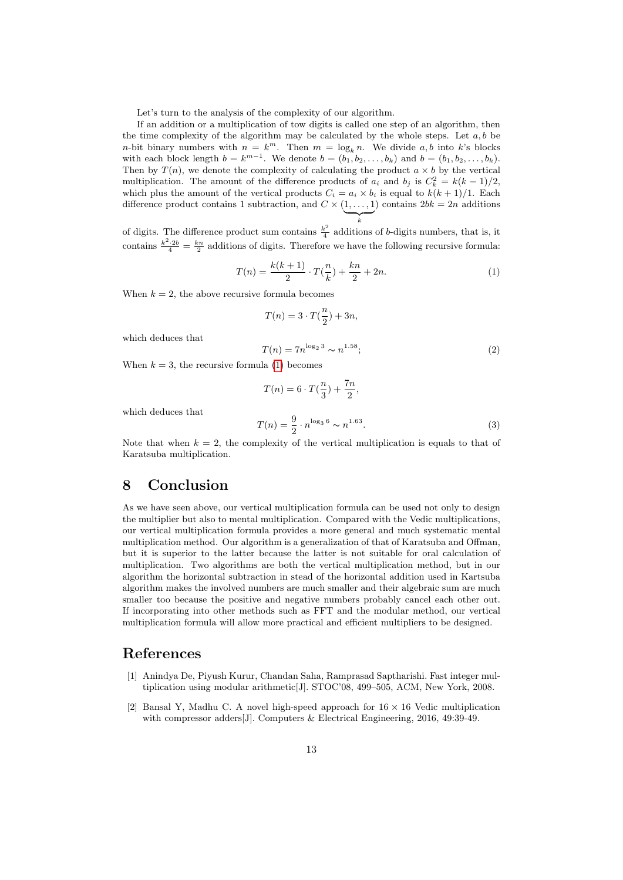Let's turn to the analysis of the complexity of our algorithm.

If an addition or a multiplication of tow digits is called one step of an algorithm, then the time complexity of the algorithm may be calculated by the whole steps. Let $a, b$ be $n$-bit binary numbers with $n = k^m$. Then $m = \log_k n$. We divide $a, b$ into $k$'s blocks with each block length $b = k^{m-1}$. We denote $b = (b_1, b_2, \ldots, b_k)$ and $b = (b_1, b_2, \ldots, b_k)$. Then by $T(n)$, we denote the complexity of calculating the product $a \times b$ by the vertical multiplication. The amount of the difference products of $a_i$ and $b_j$ is $C_k^2 = k(k-1)/2$, which plus the amount of the vertical products $C_i = a_i \times b_i$ is equal to $k(k+1)/1$. Each difference product contains 1 subtraction, and $C \times \underbrace{(1, \ldots, 1)}_{k}$ contains $2bk = 2n$ additions of digits. The difference product sum contains $\frac{k^2}{4}$ additions of $b$-digits numbers, that is, it contains $\frac{k^2 \cdot 2b}{4} = \frac{kn}{2}$ additions of digits. Therefore we have the following recursive formula:

$$T(n) = \frac{k(k+1)}{2} \cdot T(\frac{n}{k}) + \frac{kn}{2} + 2n. \tag{1}$$

When $k = 2$, the above recursive formula becomes

$$T(n) = 3 \cdot T(\frac{n}{2}) + 3n,$$

which deduces that

$$T(n) = 7n^{\log_2 3} \sim n^{1.58}; \tag{2}$$

When $k = 3$, the recursive formula (1) becomes

$$T(n) = 6 \cdot T(\frac{n}{3}) + \frac{7n}{2},$$

which deduces that

$$T(n) = \frac{9}{2} \cdot n^{\log_3 6} \sim n^{1.63}. \tag{3}$$

Note that when $k = 2$, the complexity of the vertical multiplication is equals to that of Karatsuba multiplication.

# 8 Conclusion

As we have seen above, our vertical multiplication formula can be used not only to design the multiplier but also to mental multiplication. Compared with the Vedic multiplications, our vertical multiplication formula provides a more general and much systematic mental multiplication method. Our algorithm is a generalization of that of Karatsuba and Offman, but it is superior to the latter because the latter is not suitable for oral calculation of multiplication. Two algorithms are both the vertical multiplication method, but in our algorithm the horizontal subtraction in stead of the horizontal addition used in Kartsuba algorithm makes the involved numbers are much smaller and their algebraic sum are much smaller too because the positive and negative numbers probably cancel each other out. If incorporating into other methods such as FFT and the modular method, our vertical multiplication formula will allow more practical and efficient multipliers to be designed.

# References

[1] Anindya De, Piyush Kurur, Chandan Saha, Ramprasad Saptharishi. Fast integer multiplication using modular arithmetic[J]. STOC'08, 499–505, ACM, New York, 2008.

[2] Bansal Y, Madhu C. A novel high-speed approach for $16 \times 16$ Vedic multiplication with compressor adders[J]. Computers & Electrical Engineering, 2016, 49:39-49.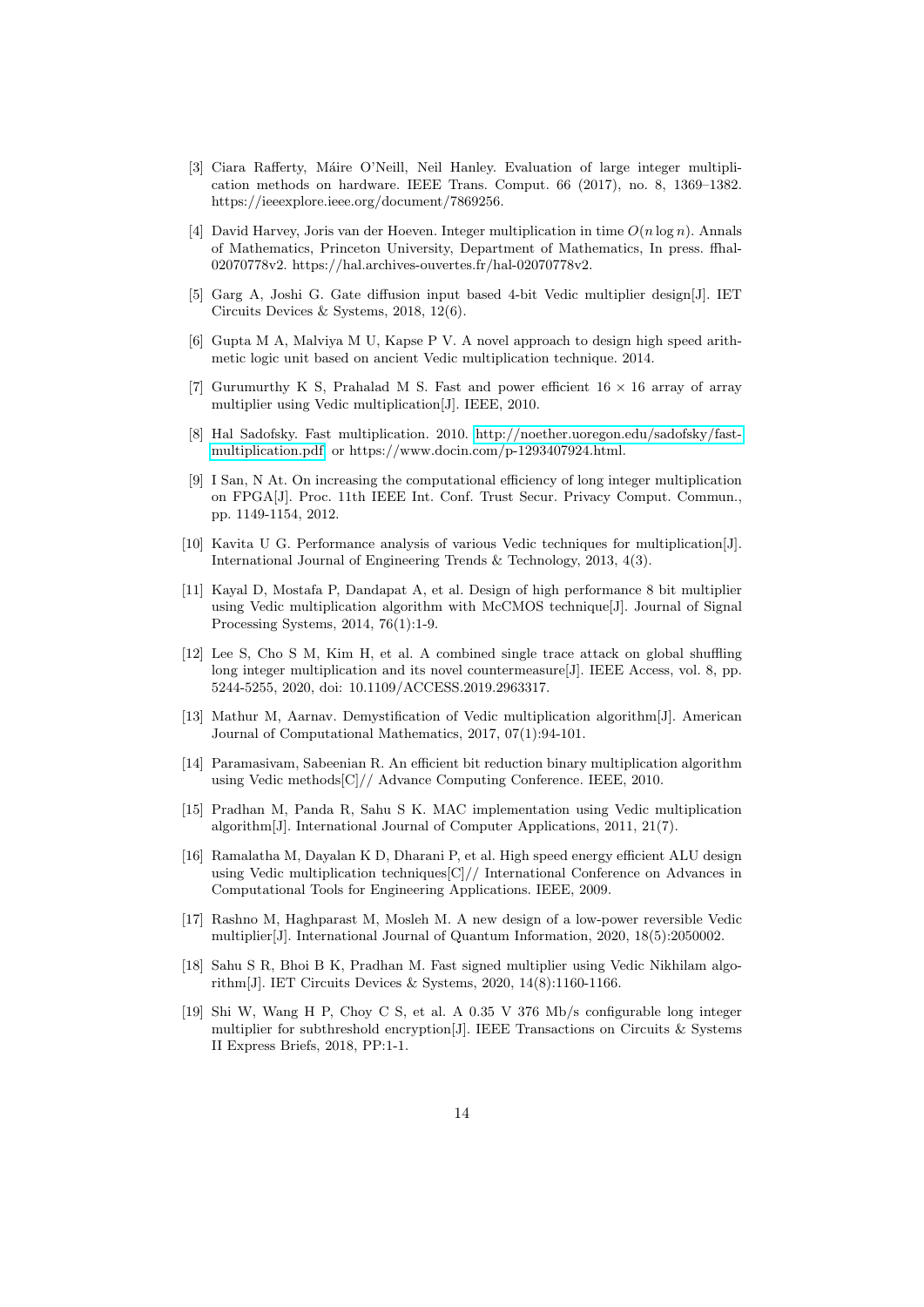[3] Ciara Rafferty, Máire O'Neill, Neil Hanley. Evaluation of large integer multiplication methods on hardware. IEEE Trans. Comput. 66 (2017), no. 8, 1369–1382. https://ieeexplore.ieee.org/document/7869256.

[4] David Harvey, Joris van der Hoeven. Integer multiplication in time $O(n \log n)$. Annals of Mathematics, Princeton University, Department of Mathematics, In press. ffhal-02070778v2. https://hal.archives-ouvertes.fr/hal-02070778v2.

[5] Garg A, Joshi G. Gate diffusion input based 4-bit Vedic multiplier design[J]. IET Circuits Devices & Systems, 2018, 12(6).

[6] Gupta M A, Malviya M U, Kapse P V. A novel approach to design high speed arithmetic logic unit based on ancient Vedic multiplication technique. 2014.

[7] Gurumurthy K S, Prahalad M S. Fast and power efficient $16 \times 16$ array of array multiplier using Vedic multiplication[J]. IEEE, 2010.

[8] Hal Sadofsky. Fast multiplication. 2010. http://noether.uoregon.edu/sadofsky/fast-multiplication.pdf or https://www.docin.com/p-1293407924.html.

[9] I San, N At. On increasing the computational efficiency of long integer multiplication on FPGA[J]. Proc. 11th IEEE Int. Conf. Trust Secur. Privacy Comput. Commun., pp. 1149-1154, 2012.

[10] Kavita U G. Performance analysis of various Vedic techniques for multiplication[J]. International Journal of Engineering Trends & Technology, 2013, 4(3).

[11] Kayal D, Mostafa P, Dandapat A, et al. Design of high performance 8 bit multiplier using Vedic multiplication algorithm with McCMOS technique[J]. Journal of Signal Processing Systems, 2014, 76(1):1-9.

[12] Lee S, Cho S M, Kim H, et al. A combined single trace attack on global shuffling long integer multiplication and its novel countermeasure[J]. IEEE Access, vol. 8, pp. 5244-5255, 2020, doi: 10.1109/ACCESS.2019.2963317.

[13] Mathur M, Aarnav. Demystification of Vedic multiplication algorithm[J]. American Journal of Computational Mathematics, 2017, 07(1):94-101.

[14] Paramasivam, Sabeenian R. An efficient bit reduction binary multiplication algorithm using Vedic methods[C]// Advance Computing Conference. IEEE, 2010.

[15] Pradhan M, Panda R, Sahu S K. MAC implementation using Vedic multiplication algorithm[J]. International Journal of Computer Applications, 2011, 21(7).

[16] Ramalatha M, Dayalan K D, Dharani P, et al. High speed energy efficient ALU design using Vedic multiplication techniques[C]// International Conference on Advances in Computational Tools for Engineering Applications. IEEE, 2009.

[17] Rashno M, Haghparast M, Mosleh M. A new design of a low-power reversible Vedic multiplier[J]. International Journal of Quantum Information, 2020, 18(5):2050002.

[18] Sahu S R, Bhoi B K, Pradhan M. Fast signed multiplier using Vedic Nikhilam algorithm[J]. IET Circuits Devices & Systems, 2020, 14(8):1160-1166.

[19] Shi W, Wang H P, Choy C S, et al. A 0.35 V 376 Mb/s configurable long integer multiplier for subthreshold encryption[J]. IEEE Transactions on Circuits & Systems II Express Briefs, 2018, PP:1-1.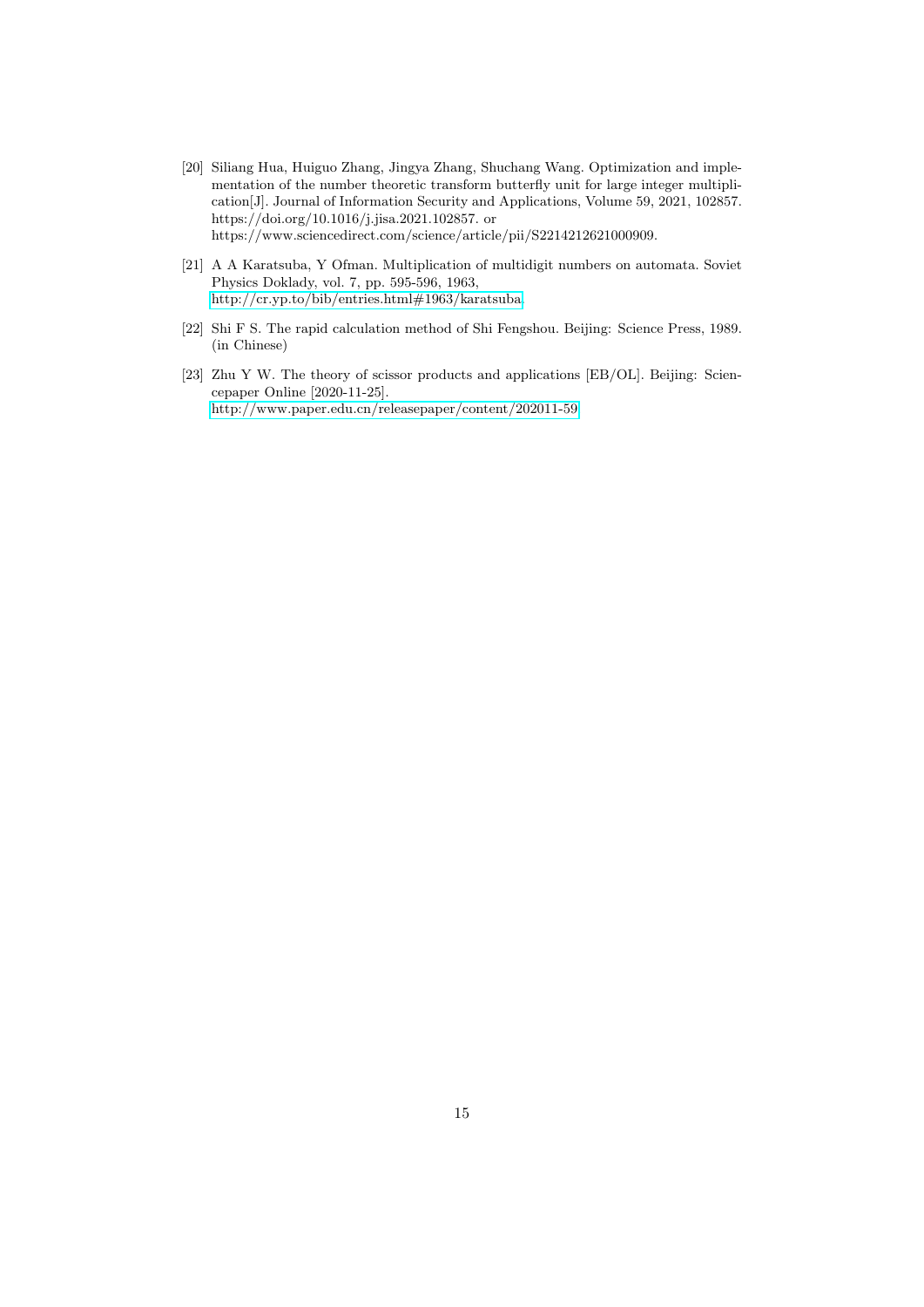[20] Siliang Hua, Huiguo Zhang, Jingya Zhang, Shuchang Wang. Optimization and implementation of the number theoretic transform butterfly unit for large integer multiplication[J]. Journal of Information Security and Applications, Volume 59, 2021, 102857. https://doi.org/10.1016/j.jisa.2021.102857. or https://www.sciencedirect.com/science/article/pii/S2214212621000909.

[21] A A Karatsuba, Y Ofman. Multiplication of multidigit numbers on automata. Soviet Physics Doklady, vol. 7, pp. 595-596, 1963, http://cr.yp.to/bib/entries.html#1963/karatsuba

[22] Shi F S. The rapid calculation method of Shi Fengshou. Beijing: Science Press, 1989. (in Chinese)

[23] Zhu Y W. The theory of scissor products and applications [EB/OL]. Beijing: Sciencepaper Online [2020-11-25]. http://www.paper.edu.cn/releasepaper/content/202011-59